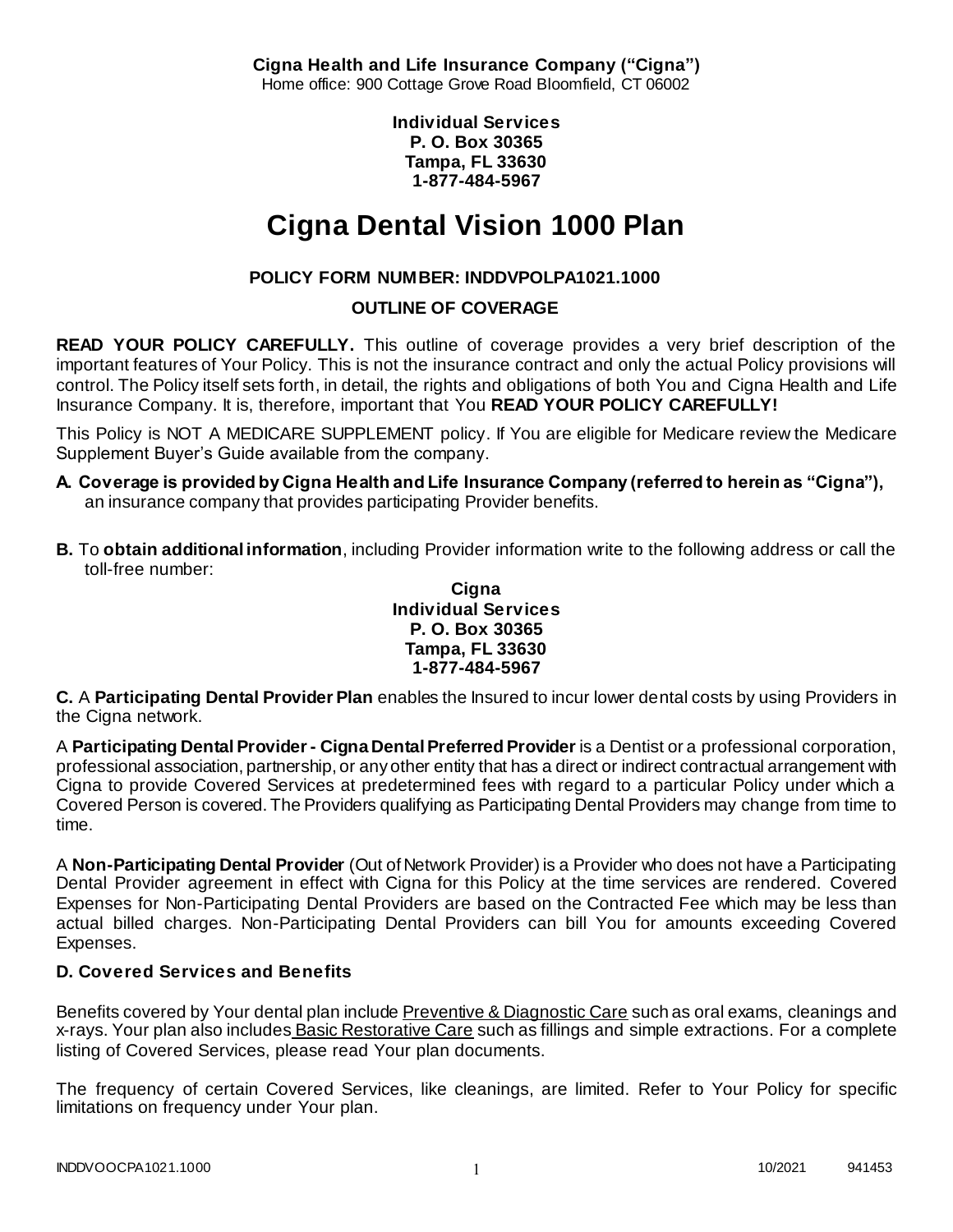**Cigna Health and Life Insurance Company ("Cigna")**
Home office: 900 Cottage Grove Road Bloomfield, CT 06002

**Individual Services**
**P. O. Box 30365**
**Tampa, FL 33630**
**1-877-484-5967**

# Cigna Dental Vision 1000 Plan

**POLICY FORM NUMBER: INDDVPOLPA1021.1000**

**OUTLINE OF COVERAGE**

**READ YOUR POLICY CAREFULLY.** This outline of coverage provides a very brief description of the important features of Your Policy. This is not the insurance contract and only the actual Policy provisions will control. The Policy itself sets forth, in detail, the rights and obligations of both You and Cigna Health and Life Insurance Company. It is, therefore, important that You **READ YOUR POLICY CAREFULLY!**

This Policy is NOT A MEDICARE SUPPLEMENT policy. If You are eligible for Medicare review the Medicare Supplement Buyer's Guide available from the company.

**A. Coverage is provided by Cigna Health and Life Insurance Company (referred to herein as "Cigna"),** an insurance company that provides participating Provider benefits.

**B.** To **obtain additional information**, including Provider information write to the following address or call the toll-free number:

**Cigna**
**Individual Services**
**P. O. Box 30365**
**Tampa, FL 33630**
**1-877-484-5967**

**C.** A **Participating Dental Provider Plan** enables the Insured to incur lower dental costs by using Providers in the Cigna network.

A **Participating Dental Provider - Cigna Dental Preferred Provider** is a Dentist or a professional corporation, professional association, partnership, or any other entity that has a direct or indirect contractual arrangement with Cigna to provide Covered Services at predetermined fees with regard to a particular Policy under which a Covered Person is covered. The Providers qualifying as Participating Dental Providers may change from time to time.

A **Non-Participating Dental Provider** (Out of Network Provider) is a Provider who does not have a Participating Dental Provider agreement in effect with Cigna for this Policy at the time services are rendered. Covered Expenses for Non-Participating Dental Providers are based on the Contracted Fee which may be less than actual billed charges. Non-Participating Dental Providers can bill You for amounts exceeding Covered Expenses.

**D. Covered Services and Benefits**

Benefits covered by Your dental plan include Preventive & Diagnostic Care such as oral exams, cleanings and x-rays. Your plan also includes Basic Restorative Care such as fillings and simple extractions. For a complete listing of Covered Services, please read Your plan documents.

The frequency of certain Covered Services, like cleanings, are limited. Refer to Your Policy for specific limitations on frequency under Your plan.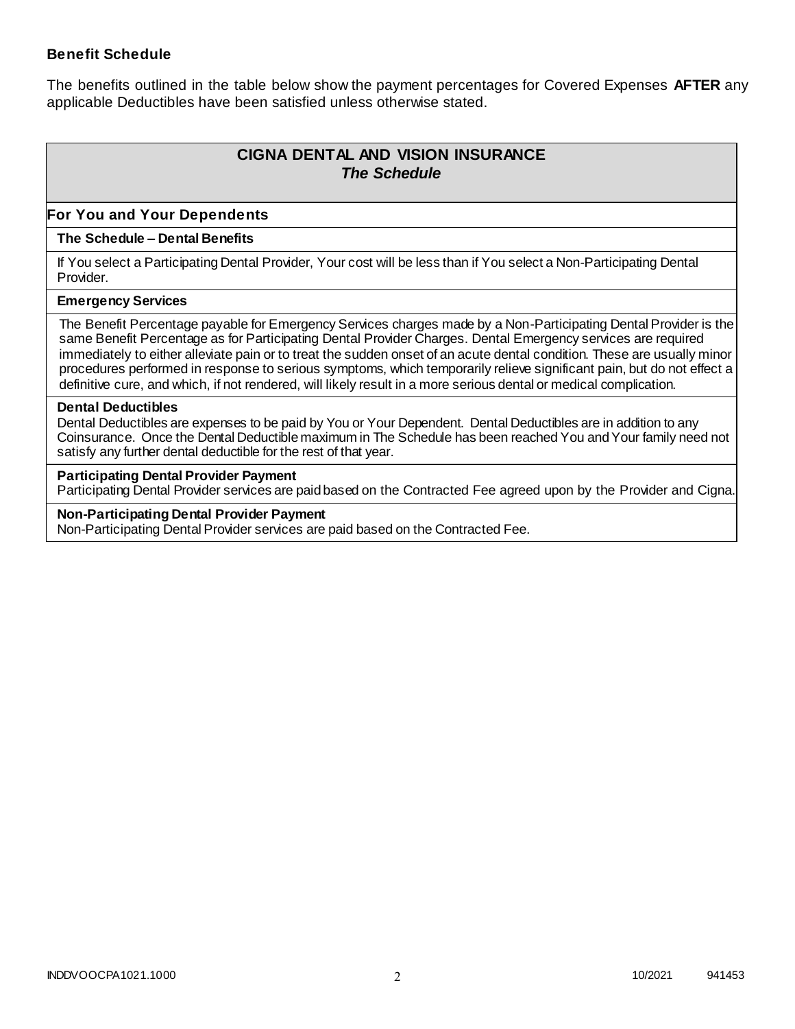**Benefit Schedule**

The benefits outlined in the table below show the payment percentages for Covered Expenses **AFTER** any applicable Deductibles have been satisfied unless otherwise stated.

| **CIGNA DENTAL AND VISION INSURANCE** *The Schedule* |
|---|
| **For You and Your Dependents** |
| **The Schedule – Dental Benefits** |
| If You select a Participating Dental Provider, Your cost will be less than if You select a Non-Participating Dental Provider. |
| **Emergency Services** |
| The Benefit Percentage payable for Emergency Services charges made by a Non-Participating Dental Provider is the same Benefit Percentage as for Participating Dental Provider Charges. Dental Emergency services are required immediately to either alleviate pain or to treat the sudden onset of an acute dental condition. These are usually minor procedures performed in response to serious symptoms, which temporarily relieve significant pain, but do not effect a definitive cure, and which, if not rendered, will likely result in a more serious dental or medical complication. |
| **Dental Deductibles**<br>Dental Deductibles are expenses to be paid by You or Your Dependent. Dental Deductibles are in addition to any Coinsurance. Once the Dental Deductible maximum in The Schedule has been reached You and Your family need not satisfy any further dental deductible for the rest of that year. |
| **Participating Dental Provider Payment**<br>Participating Dental Provider services are paid based on the Contracted Fee agreed upon by the Provider and Cigna. |
| **Non-Participating Dental Provider Payment**<br>Non-Participating Dental Provider services are paid based on the Contracted Fee. |

INDDVOOCPA1021.1000 10/2021 941453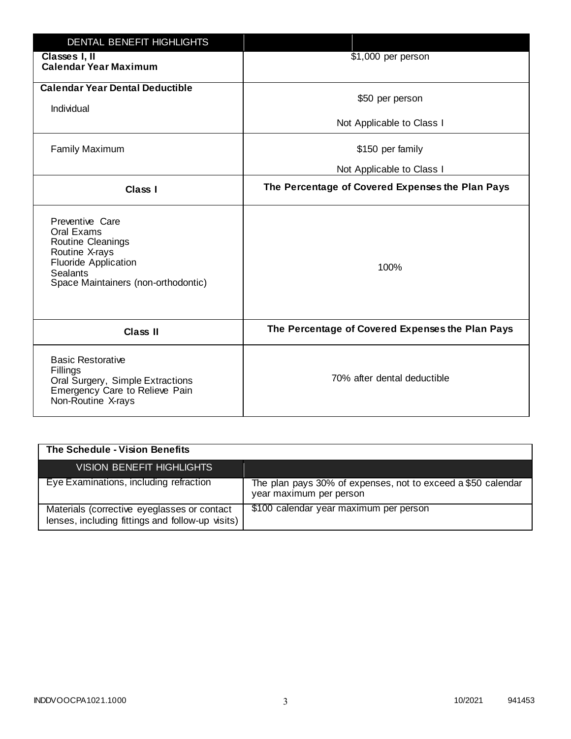| DENTAL BENEFIT HIGHLIGHTS | |
|---|---|
| **Classes I, II** **Calendar Year Maximum** | $1,000 per person |
| **Calendar Year Dental Deductible** Individual | $50 per person Not Applicable to Class I |
| Family Maximum | $150 per family Not Applicable to Class I |
| **Class I** | **The Percentage of Covered Expenses the Plan Pays** |
| Preventive Care Oral Exams Routine Cleanings Routine X-rays Fluoride Application Sealants Space Maintainers (non-orthodontic) | 100% |
| **Class II** | **The Percentage of Covered Expenses the Plan Pays** |
| Basic Restorative Fillings Oral Surgery, Simple Extractions Emergency Care to Relieve Pain Non-Routine X-rays | 70% after dental deductible |

**The Schedule - Vision Benefits**

| VISION BENEFIT HIGHLIGHTS | |
|---|---|
| Eye Examinations, including refraction | The plan pays 30% of expenses, not to exceed a $50 calendar year maximum per person |
| Materials (corrective eyeglasses or contact lenses, including fittings and follow-up visits) | $100 calendar year maximum per person |

INDDVOOCPA1021.1000 10/2021 941453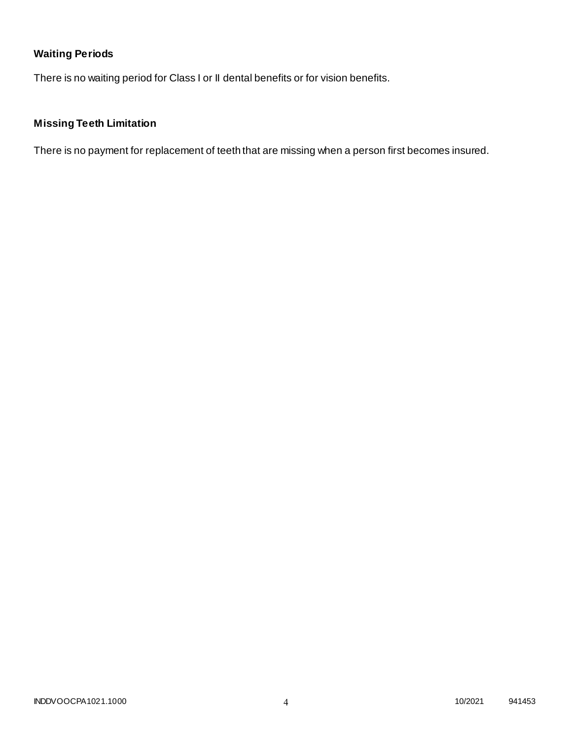**Waiting Periods**

There is no waiting period for Class I or II dental benefits or for vision benefits.

**Missing Teeth Limitation**

There is no payment for replacement of teeth that are missing when a person first becomes insured.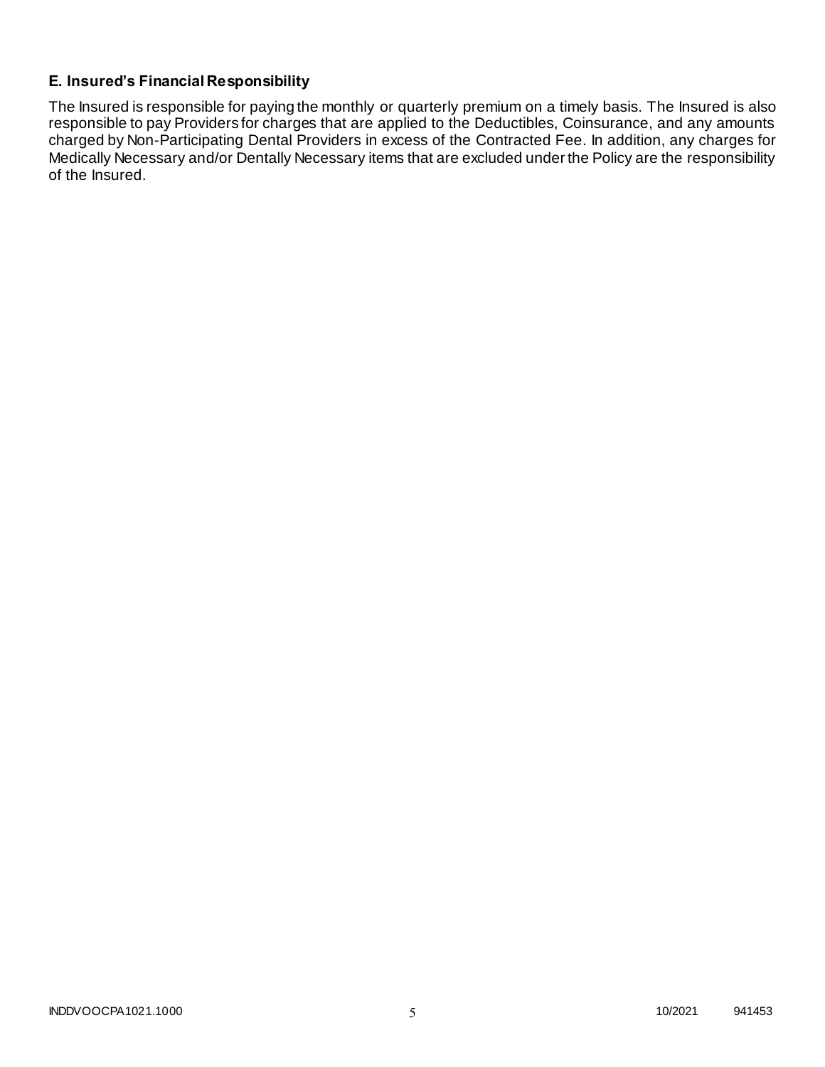### E. Insured's Financial Responsibility

The Insured is responsible for paying the monthly or quarterly premium on a timely basis. The Insured is also responsible to pay Providers for charges that are applied to the Deductibles, Coinsurance, and any amounts charged by Non-Participating Dental Providers in excess of the Contracted Fee. In addition, any charges for Medically Necessary and/or Dentally Necessary items that are excluded under the Policy are the responsibility of the Insured.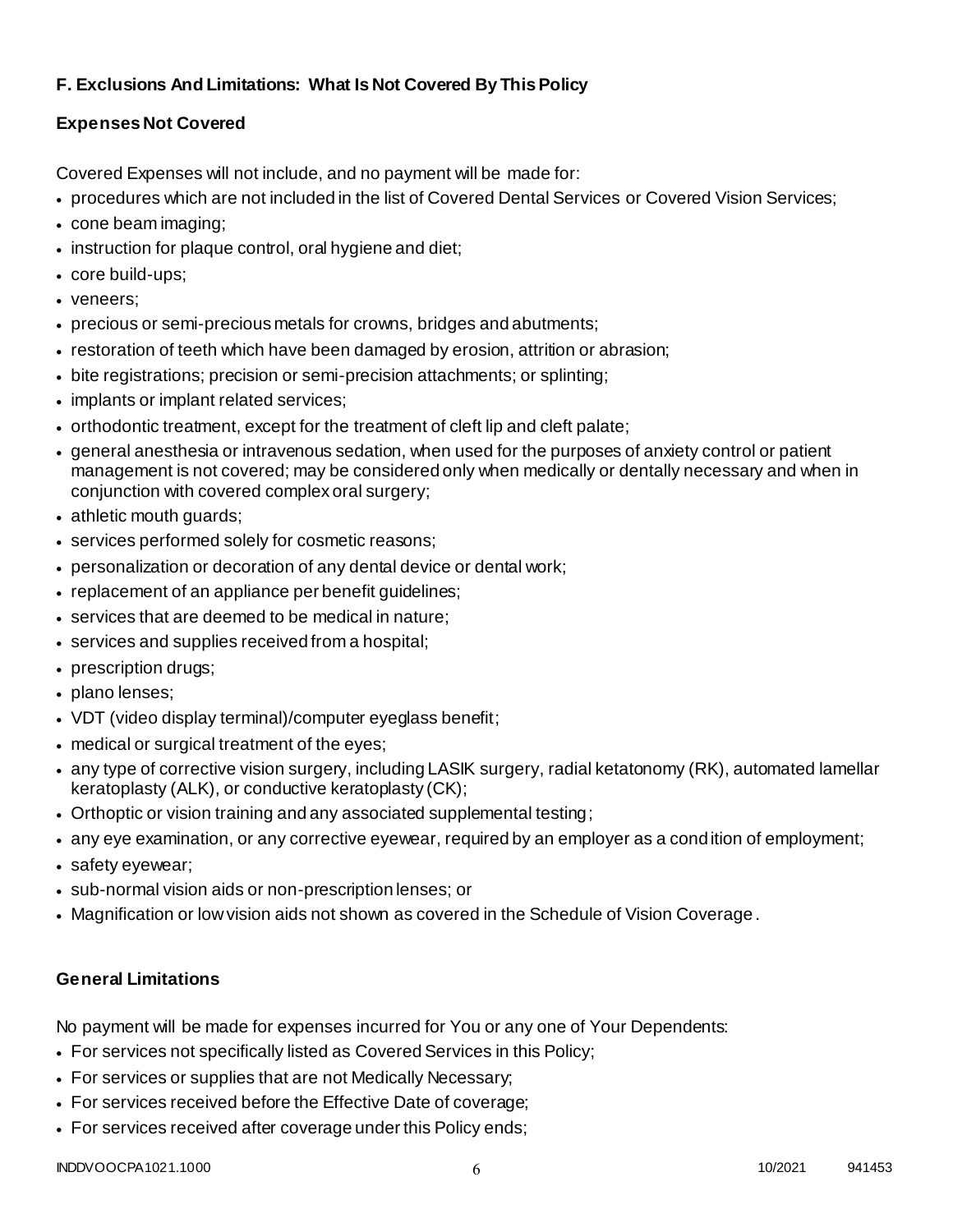### F. Exclusions And Limitations: What Is Not Covered By This Policy

#### Expenses Not Covered

Covered Expenses will not include, and no payment will be made for:

- procedures which are not included in the list of Covered Dental Services or Covered Vision Services;
- cone beam imaging;
- instruction for plaque control, oral hygiene and diet;
- core build-ups;
- veneers;
- precious or semi-precious metals for crowns, bridges and abutments;
- restoration of teeth which have been damaged by erosion, attrition or abrasion;
- bite registrations; precision or semi-precision attachments; or splinting;
- implants or implant related services;
- orthodontic treatment, except for the treatment of cleft lip and cleft palate;
- general anesthesia or intravenous sedation, when used for the purposes of anxiety control or patient management is not covered; may be considered only when medically or dentally necessary and when in conjunction with covered complex oral surgery;
- athletic mouth guards;
- services performed solely for cosmetic reasons;
- personalization or decoration of any dental device or dental work;
- replacement of an appliance per benefit guidelines;
- services that are deemed to be medical in nature;
- services and supplies received from a hospital;
- prescription drugs;
- plano lenses;
- VDT (video display terminal)/computer eyeglass benefit;
- medical or surgical treatment of the eyes;
- any type of corrective vision surgery, including LASIK surgery, radial ketatonomy (RK), automated lamellar keratoplasty (ALK), or conductive keratoplasty (CK);
- Orthoptic or vision training and any associated supplemental testing;
- any eye examination, or any corrective eyewear, required by an employer as a condition of employment;
- safety eyewear;
- sub-normal vision aids or non-prescription lenses; or
- Magnification or low vision aids not shown as covered in the Schedule of Vision Coverage.

#### General Limitations

No payment will be made for expenses incurred for You or any one of Your Dependents:

- For services not specifically listed as Covered Services in this Policy;
- For services or supplies that are not Medically Necessary;
- For services received before the Effective Date of coverage;
- For services received after coverage under this Policy ends;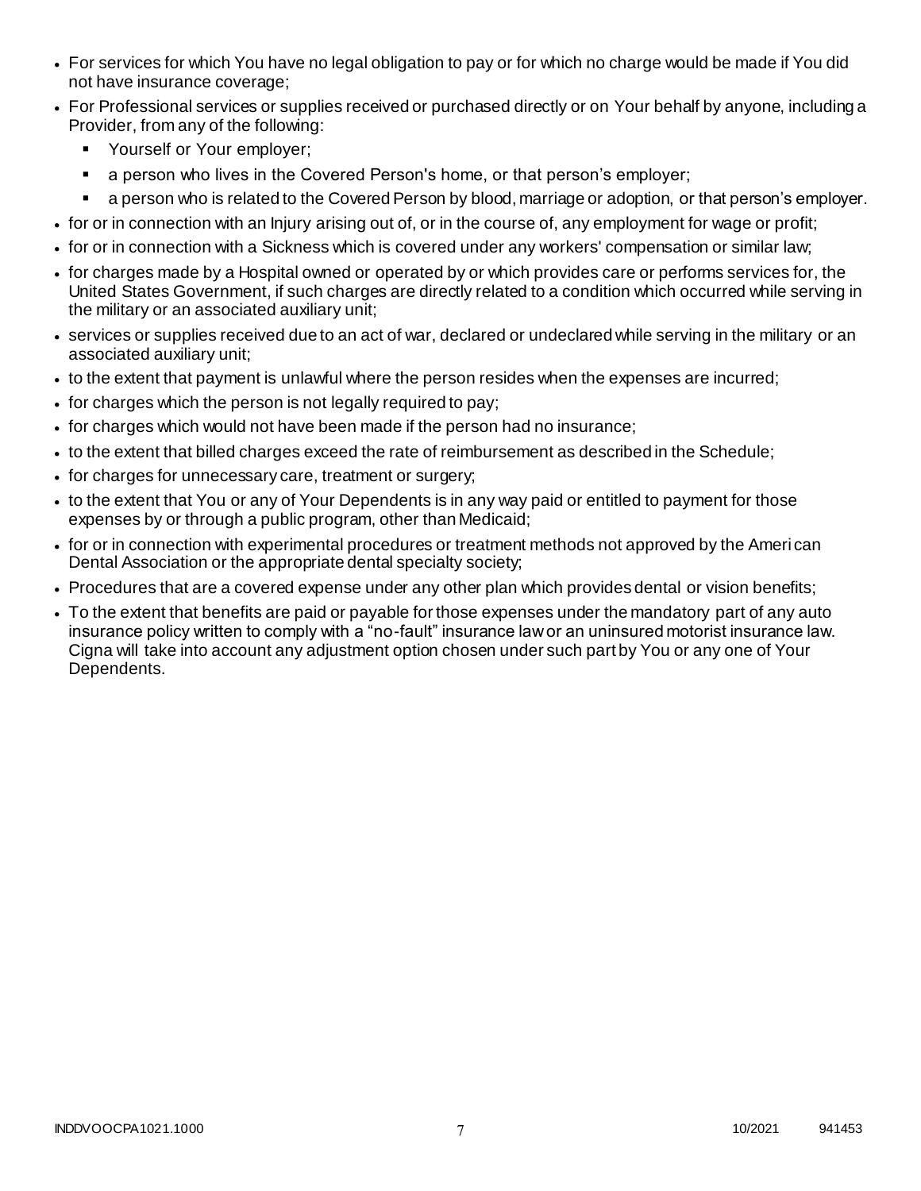- For services for which You have no legal obligation to pay or for which no charge would be made if You did not have insurance coverage;
- For Professional services or supplies received or purchased directly or on Your behalf by anyone, including a Provider, from any of the following:
  - Yourself or Your employer;
  - a person who lives in the Covered Person's home, or that person's employer;
  - a person who is related to the Covered Person by blood, marriage or adoption, or that person's employer.
- for or in connection with an Injury arising out of, or in the course of, any employment for wage or profit;
- for or in connection with a Sickness which is covered under any workers' compensation or similar law;
- for charges made by a Hospital owned or operated by or which provides care or performs services for, the United States Government, if such charges are directly related to a condition which occurred while serving in the military or an associated auxiliary unit;
- services or supplies received due to an act of war, declared or undeclared while serving in the military or an associated auxiliary unit;
- to the extent that payment is unlawful where the person resides when the expenses are incurred;
- for charges which the person is not legally required to pay;
- for charges which would not have been made if the person had no insurance;
- to the extent that billed charges exceed the rate of reimbursement as described in the Schedule;
- for charges for unnecessary care, treatment or surgery;
- to the extent that You or any of Your Dependents is in any way paid or entitled to payment for those expenses by or through a public program, other than Medicaid;
- for or in connection with experimental procedures or treatment methods not approved by the American Dental Association or the appropriate dental specialty society;
- Procedures that are a covered expense under any other plan which provides dental or vision benefits;
- To the extent that benefits are paid or payable for those expenses under the mandatory part of any auto insurance policy written to comply with a "no-fault" insurance law or an uninsured motorist insurance law. Cigna will take into account any adjustment option chosen under such part by You or any one of Your Dependents.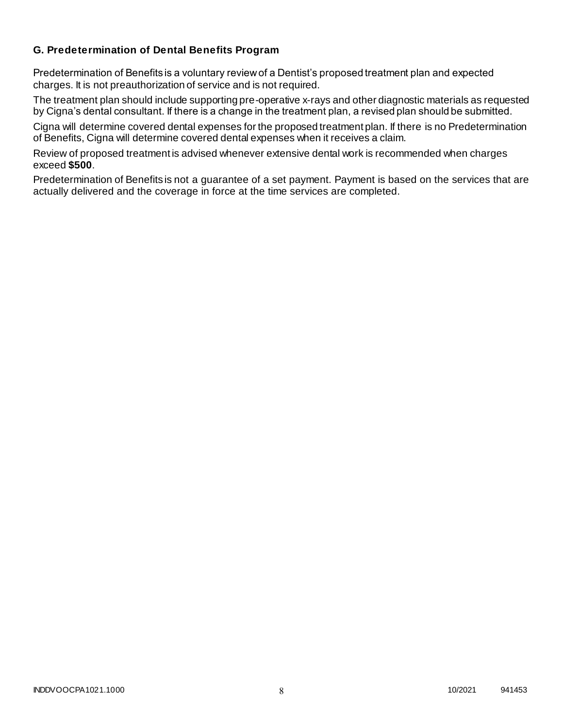### G. Predetermination of Dental Benefits Program

Predetermination of Benefits is a voluntary review of a Dentist's proposed treatment plan and expected charges. It is not preauthorization of service and is not required.

The treatment plan should include supporting pre-operative x-rays and other diagnostic materials as requested by Cigna's dental consultant. If there is a change in the treatment plan, a revised plan should be submitted.

Cigna will determine covered dental expenses for the proposed treatment plan. If there is no Predetermination of Benefits, Cigna will determine covered dental expenses when it receives a claim.

Review of proposed treatment is advised whenever extensive dental work is recommended when charges exceed **$500**.

Predetermination of Benefits is not a guarantee of a set payment. Payment is based on the services that are actually delivered and the coverage in force at the time services are completed.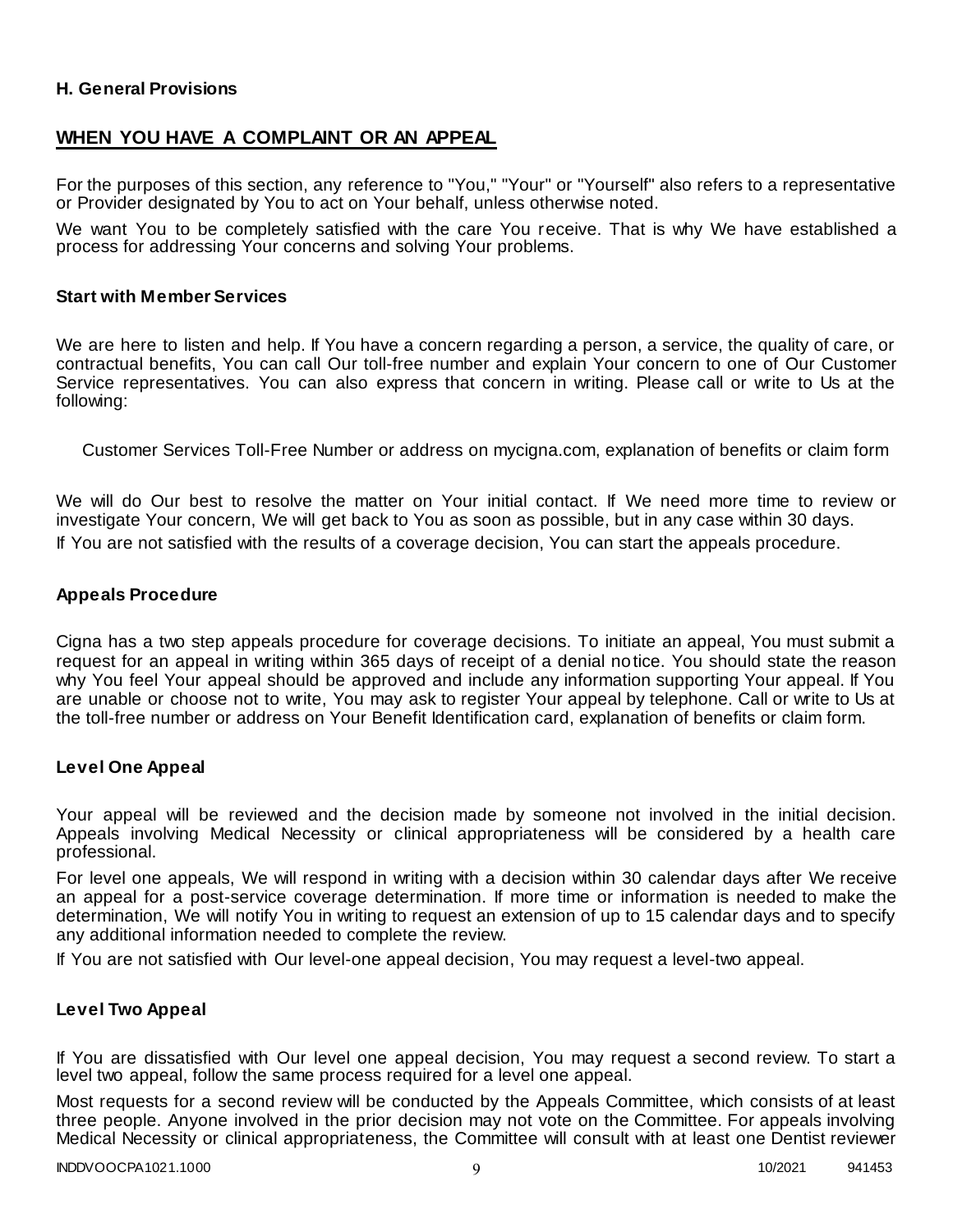### H. General Provisions

## WHEN YOU HAVE A COMPLAINT OR AN APPEAL

For the purposes of this section, any reference to "You," "Your" or "Yourself" also refers to a representative or Provider designated by You to act on Your behalf, unless otherwise noted.

We want You to be completely satisfied with the care You receive. That is why We have established a process for addressing Your concerns and solving Your problems.

### Start with Member Services

We are here to listen and help. If You have a concern regarding a person, a service, the quality of care, or contractual benefits, You can call Our toll-free number and explain Your concern to one of Our Customer Service representatives. You can also express that concern in writing. Please call or write to Us at the following:

Customer Services Toll-Free Number or address on mycigna.com, explanation of benefits or claim form

We will do Our best to resolve the matter on Your initial contact. If We need more time to review or investigate Your concern, We will get back to You as soon as possible, but in any case within 30 days.

If You are not satisfied with the results of a coverage decision, You can start the appeals procedure.

### Appeals Procedure

Cigna has a two step appeals procedure for coverage decisions. To initiate an appeal, You must submit a request for an appeal in writing within 365 days of receipt of a denial notice. You should state the reason why You feel Your appeal should be approved and include any information supporting Your appeal. If You are unable or choose not to write, You may ask to register Your appeal by telephone. Call or write to Us at the toll-free number or address on Your Benefit Identification card, explanation of benefits or claim form.

### Level One Appeal

Your appeal will be reviewed and the decision made by someone not involved in the initial decision. Appeals involving Medical Necessity or clinical appropriateness will be considered by a health care professional.

For level one appeals, We will respond in writing with a decision within 30 calendar days after We receive an appeal for a post-service coverage determination. If more time or information is needed to make the determination, We will notify You in writing to request an extension of up to 15 calendar days and to specify any additional information needed to complete the review.

If You are not satisfied with Our level-one appeal decision, You may request a level-two appeal.

### Level Two Appeal

If You are dissatisfied with Our level one appeal decision, You may request a second review. To start a level two appeal, follow the same process required for a level one appeal.

Most requests for a second review will be conducted by the Appeals Committee, which consists of at least three people. Anyone involved in the prior decision may not vote on the Committee. For appeals involving Medical Necessity or clinical appropriateness, the Committee will consult with at least one Dentist reviewer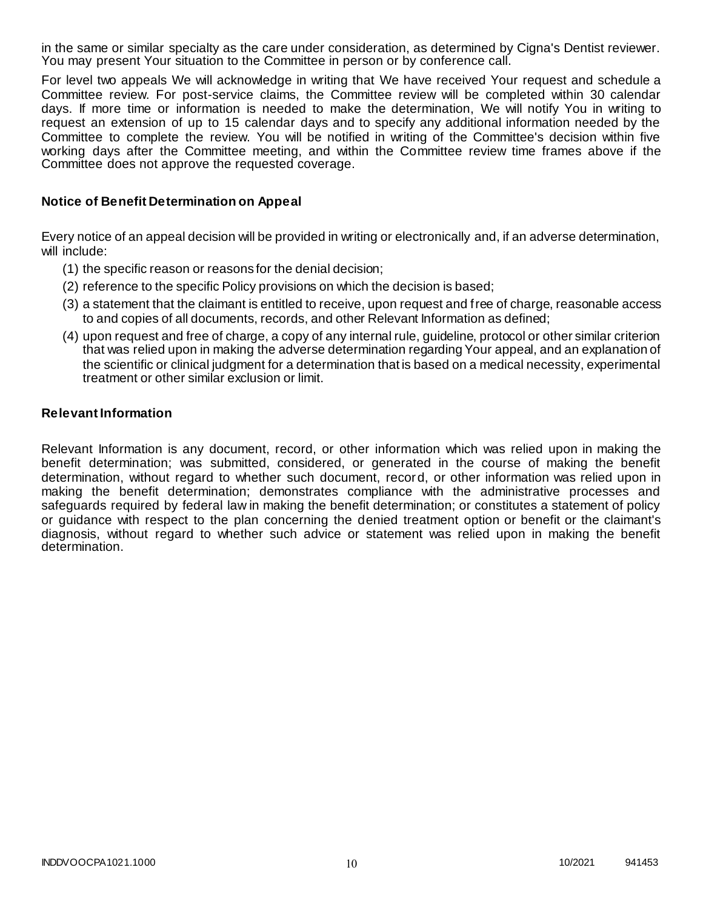in the same or similar specialty as the care under consideration, as determined by Cigna's Dentist reviewer. You may present Your situation to the Committee in person or by conference call.

For level two appeals We will acknowledge in writing that We have received Your request and schedule a Committee review. For post-service claims, the Committee review will be completed within 30 calendar days. If more time or information is needed to make the determination, We will notify You in writing to request an extension of up to 15 calendar days and to specify any additional information needed by the Committee to complete the review. You will be notified in writing of the Committee's decision within five working days after the Committee meeting, and within the Committee review time frames above if the Committee does not approve the requested coverage.

### Notice of Benefit Determination on Appeal

Every notice of an appeal decision will be provided in writing or electronically and, if an adverse determination, will include:

(1) the specific reason or reasons for the denial decision;

(2) reference to the specific Policy provisions on which the decision is based;

(3) a statement that the claimant is entitled to receive, upon request and free of charge, reasonable access to and copies of all documents, records, and other Relevant Information as defined;

(4) upon request and free of charge, a copy of any internal rule, guideline, protocol or other similar criterion that was relied upon in making the adverse determination regarding Your appeal, and an explanation of the scientific or clinical judgment for a determination that is based on a medical necessity, experimental treatment or other similar exclusion or limit.

### Relevant Information

Relevant Information is any document, record, or other information which was relied upon in making the benefit determination; was submitted, considered, or generated in the course of making the benefit determination, without regard to whether such document, record, or other information was relied upon in making the benefit determination; demonstrates compliance with the administrative processes and safeguards required by federal law in making the benefit determination; or constitutes a statement of policy or guidance with respect to the plan concerning the denied treatment option or benefit or the claimant's diagnosis, without regard to whether such advice or statement was relied upon in making the benefit determination.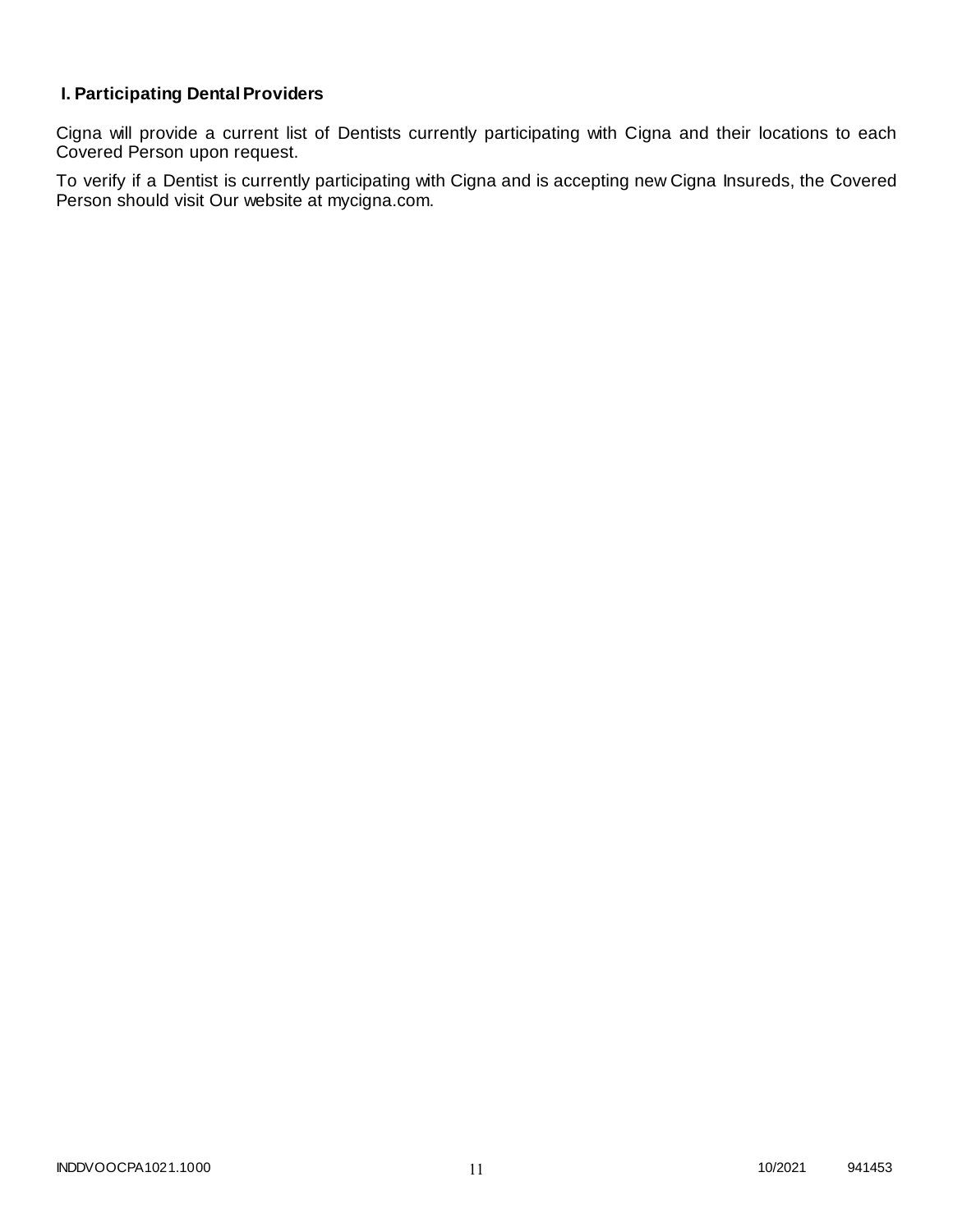## I. Participating Dental Providers

Cigna will provide a current list of Dentists currently participating with Cigna and their locations to each Covered Person upon request.

To verify if a Dentist is currently participating with Cigna and is accepting new Cigna Insureds, the Covered Person should visit Our website at mycigna.com.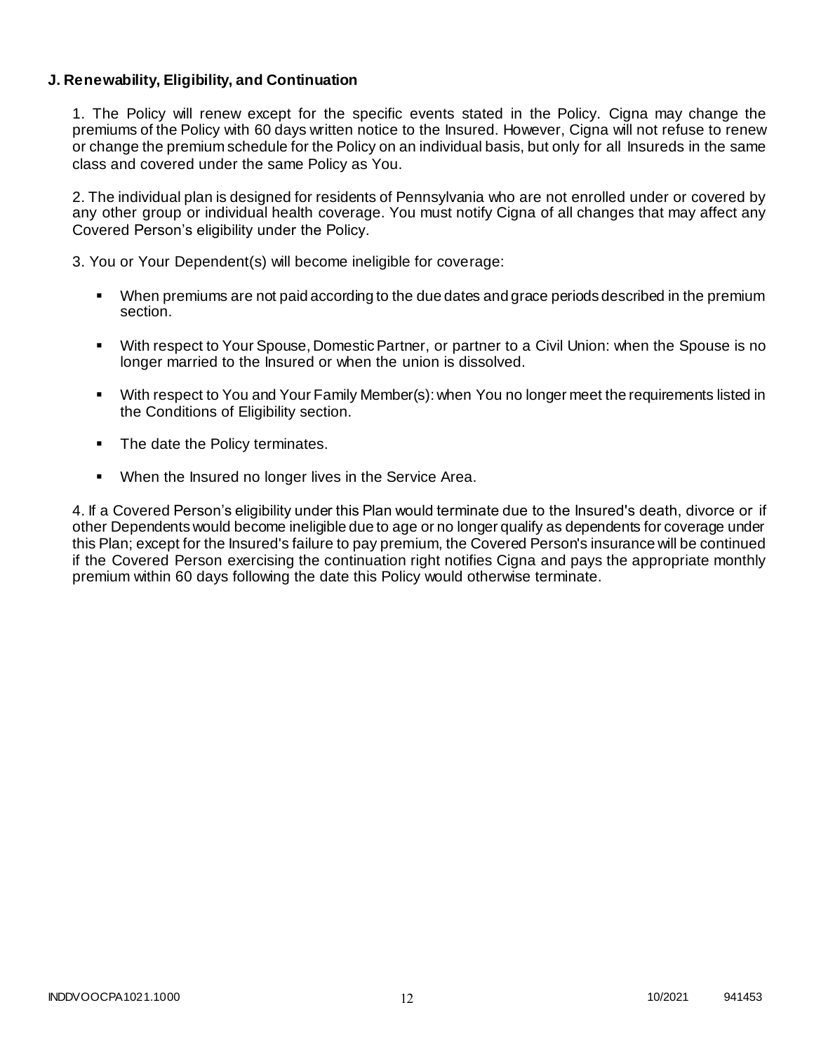**J. Renewability, Eligibility, and Continuation**

1. The Policy will renew except for the specific events stated in the Policy. Cigna may change the premiums of the Policy with 60 days written notice to the Insured. However, Cigna will not refuse to renew or change the premium schedule for the Policy on an individual basis, but only for all Insureds in the same class and covered under the same Policy as You.

2. The individual plan is designed for residents of Pennsylvania who are not enrolled under or covered by any other group or individual health coverage. You must notify Cigna of all changes that may affect any Covered Person's eligibility under the Policy.

3. You or Your Dependent(s) will become ineligible for coverage:

- When premiums are not paid according to the due dates and grace periods described in the premium section.
- With respect to Your Spouse, Domestic Partner, or partner to a Civil Union: when the Spouse is no longer married to the Insured or when the union is dissolved.
- With respect to You and Your Family Member(s): when You no longer meet the requirements listed in the Conditions of Eligibility section.
- The date the Policy terminates.
- When the Insured no longer lives in the Service Area.

4. If a Covered Person's eligibility under this Plan would terminate due to the Insured's death, divorce or if other Dependents would become ineligible due to age or no longer qualify as dependents for coverage under this Plan; except for the Insured's failure to pay premium, the Covered Person's insurance will be continued if the Covered Person exercising the continuation right notifies Cigna and pays the appropriate monthly premium within 60 days following the date this Policy would otherwise terminate.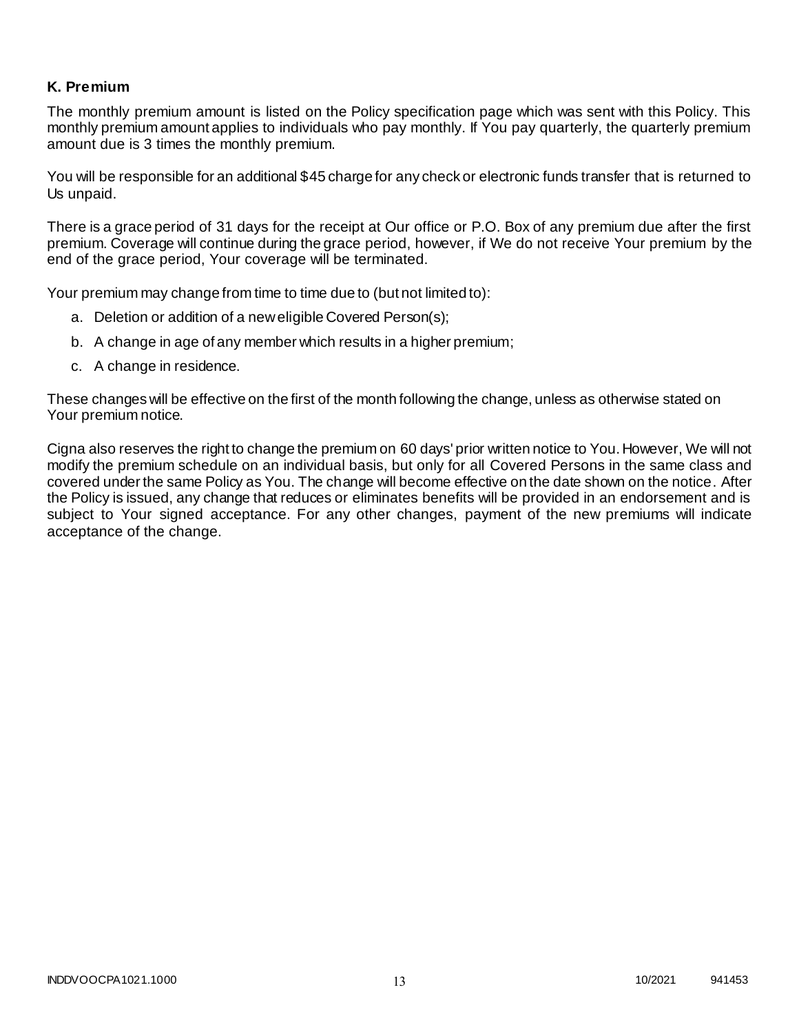### K. Premium

The monthly premium amount is listed on the Policy specification page which was sent with this Policy. This monthly premium amount applies to individuals who pay monthly. If You pay quarterly, the quarterly premium amount due is 3 times the monthly premium.

You will be responsible for an additional $45 charge for any check or electronic funds transfer that is returned to Us unpaid.

There is a grace period of 31 days for the receipt at Our office or P.O. Box of any premium due after the first premium. Coverage will continue during the grace period, however, if We do not receive Your premium by the end of the grace period, Your coverage will be terminated.

Your premium may change from time to time due to (but not limited to):

a. Deletion or addition of a new eligible Covered Person(s);
b. A change in age of any member which results in a higher premium;
c. A change in residence.

These changes will be effective on the first of the month following the change, unless as otherwise stated on Your premium notice.

Cigna also reserves the right to change the premium on 60 days' prior written notice to You. However, We will not modify the premium schedule on an individual basis, but only for all Covered Persons in the same class and covered under the same Policy as You. The change will become effective on the date shown on the notice. After the Policy is issued, any change that reduces or eliminates benefits will be provided in an endorsement and is subject to Your signed acceptance. For any other changes, payment of the new premiums will indicate acceptance of the change.